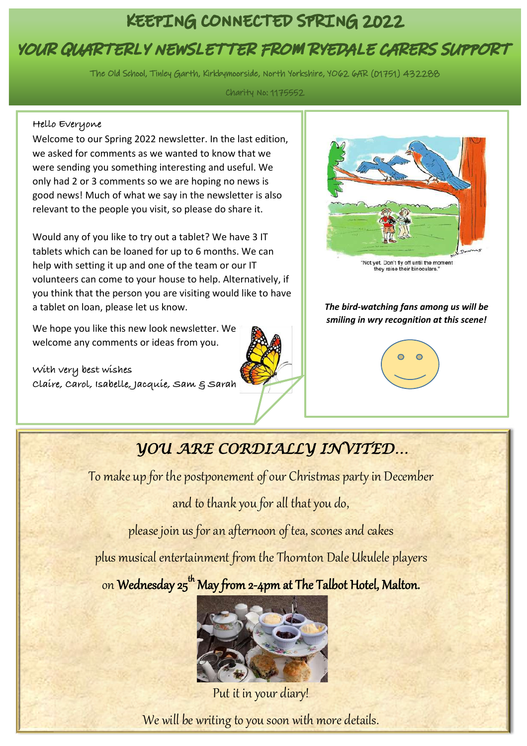# KEEPING CONNECTED SPRING 2022

## YOUR QUARTERLY NEWSLETTER FROM RYEDALE CARERS SUPPORT

The Old School, Tinley Garth, Kirkbymoorside, North Yorkshire, YO62 6AR (01751) 432288

Charity No: 1175552

Hello Everyone

Welcome to our Spring 2022 newsletter. In the last edition, we asked for comments as we wanted to know that we were sending you something interesting and useful. We only had 2 or 3 comments so we are hoping no news is good news! Much of what we say in the newsletter is also relevant to the people you visit, so please do share it.

Would any of you like to try out a tablet? We have 3 IT tablets which can be loaned for up to 6 months. We can help with setting it up and one of the team or our IT volunteers can come to your house to help. Alternatively, if you think that the person you are visiting would like to have a tablet on loan, please let us know.

We hope you like this new look newsletter. We welcome any comments or ideas from you.

With very best wishes
Claire, Carol, Isabelle, Jacquie, Sam & Sarah

"Not yet. Don't fly off until the moment they raise their binoculars."

***The bird-watching fans among us will be smiling in wry recognition at this scene!***

## *YOU ARE CORDIALLY INVITED…*

To make up for the postponement of our Christmas party in December

and to thank you for all that you do,

please join us for an afternoon of tea, scones and cakes

plus musical entertainment from the Thornton Dale Ukulele players

on **Wednesday 25th May from 2-4pm at The Talbot Hotel, Malton.**

Put it in your diary!

We will be writing to you soon with more details.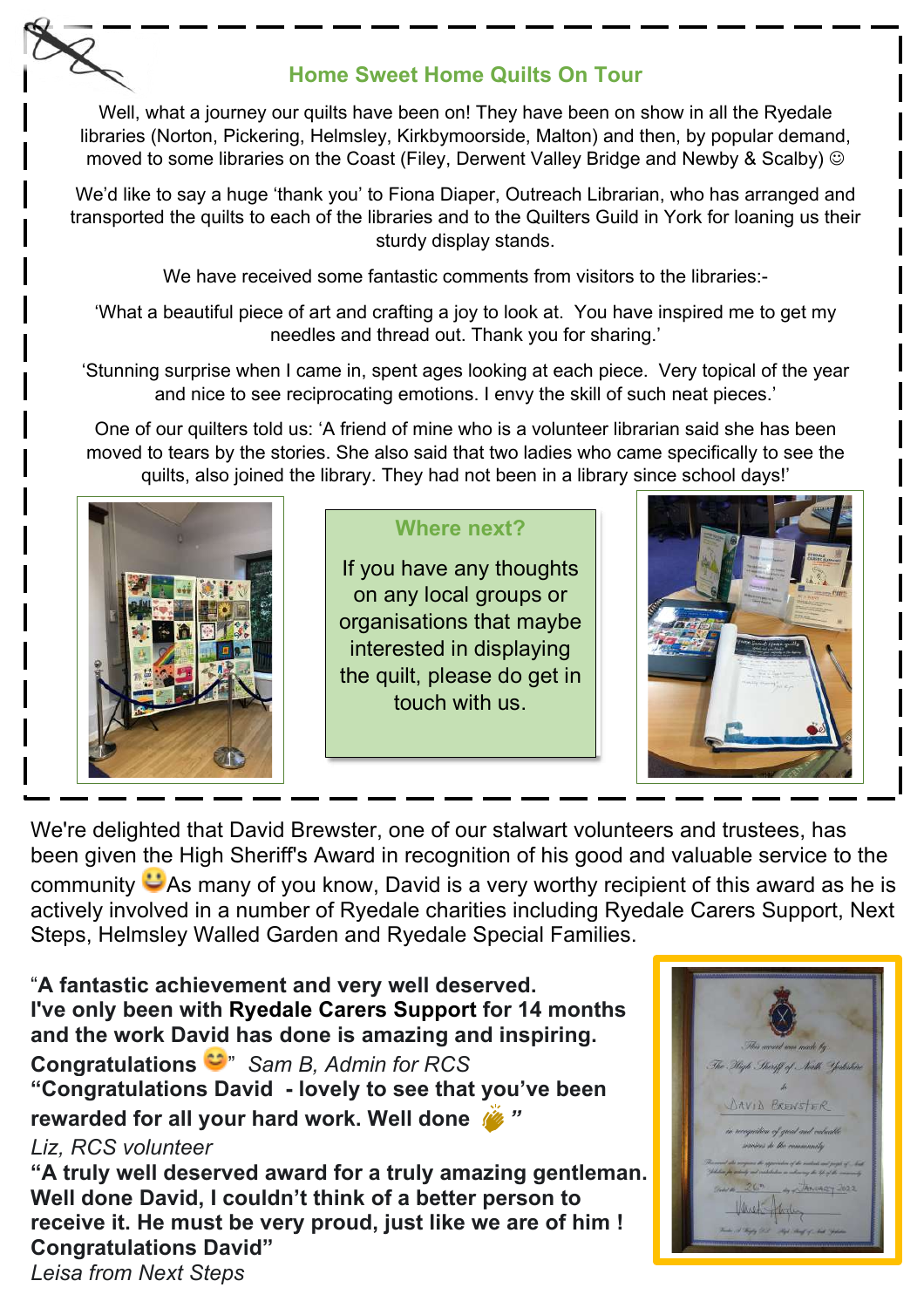## Home Sweet Home Quilts On Tour

Well, what a journey our quilts have been on! They have been on show in all the Ryedale libraries (Norton, Pickering, Helmsley, Kirkbymoorside, Malton) and then, by popular demand, moved to some libraries on the Coast (Filey, Derwent Valley Bridge and Newby & Scalby) ☺

We'd like to say a huge 'thank you' to Fiona Diaper, Outreach Librarian, who has arranged and transported the quilts to each of the libraries and to the Quilters Guild in York for loaning us their sturdy display stands.

We have received some fantastic comments from visitors to the libraries:-

'What a beautiful piece of art and crafting a joy to look at. You have inspired me to get my needles and thread out. Thank you for sharing.'

'Stunning surprise when I came in, spent ages looking at each piece. Very topical of the year and nice to see reciprocating emotions. I envy the skill of such neat pieces.'

One of our quilters told us: 'A friend of mine who is a volunteer librarian said she has been moved to tears by the stories. She also said that two ladies who came specifically to see the quilts, also joined the library. They had not been in a library since school days!'

### Where next?

If you have any thoughts on any local groups or organisations that maybe interested in displaying the quilt, please do get in touch with us.

We're delighted that David Brewster, one of our stalwart volunteers and trustees, has been given the High Sheriff's Award in recognition of his good and valuable service to the community 😃 As many of you know, David is a very worthy recipient of this award as he is actively involved in a number of Ryedale charities including Ryedale Carers Support, Next Steps, Helmsley Walled Garden and Ryedale Special Families.

"**A fantastic achievement and very well deserved. I've only been with Ryedale Carers Support for 14 months and the work David has done is amazing and inspiring. Congratulations** 😊" *Sam B, Admin for RCS*

"**Congratulations David - lovely to see that you've been rewarded for all your hard work. Well done** 👏 **"**
*Liz, RCS volunteer*

"**A truly well deserved award for a truly amazing gentleman. Well done David, I couldn't think of a better person to receive it. He must be very proud, just like we are of him ! Congratulations David"**
*Leisa from Next Steps*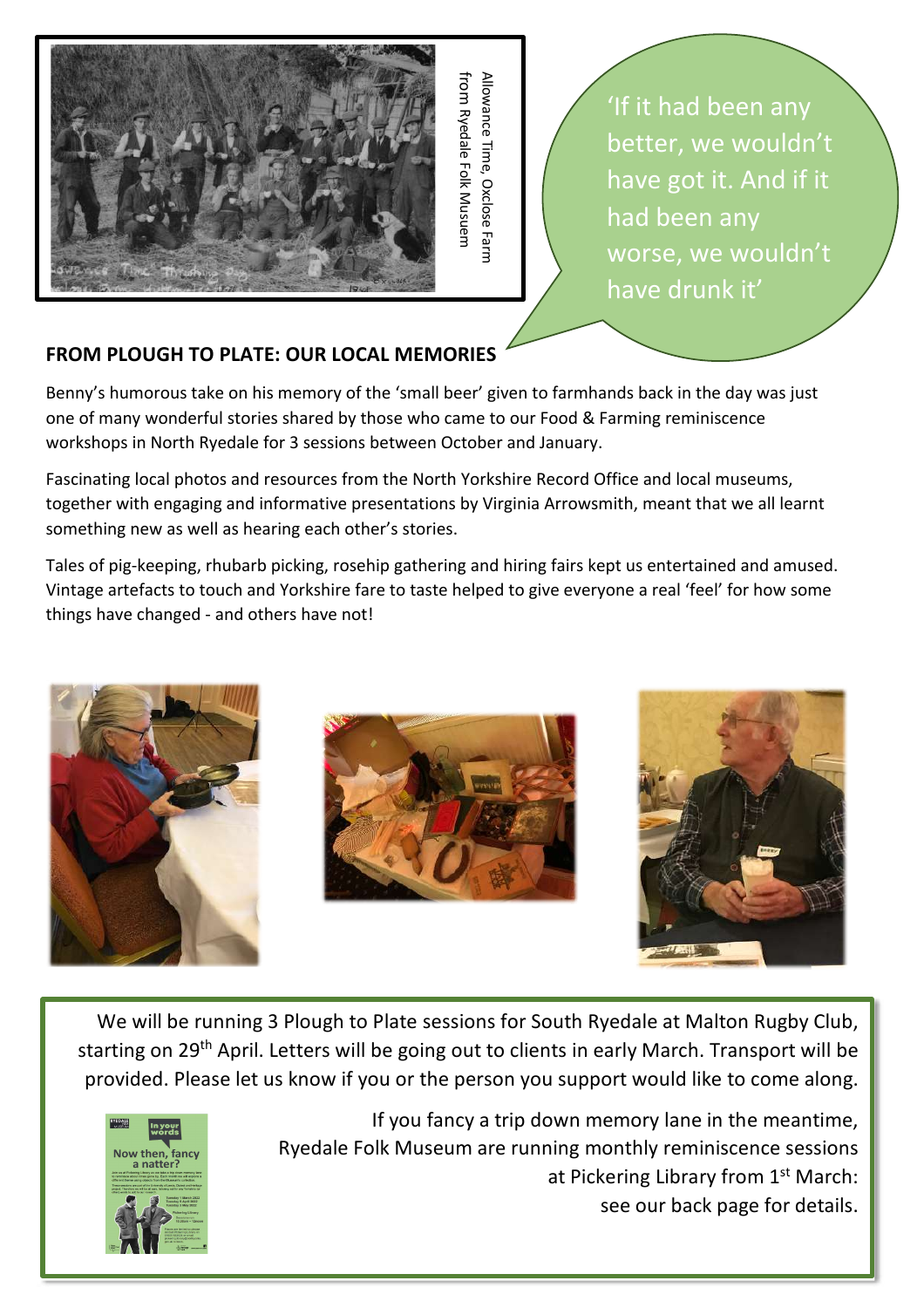Allowance Time, Oxclose Farm from Ryedale Folk Musuem

'If it had been any better, we wouldn't have got it. And if it had been any worse, we wouldn't have drunk it'

## FROM PLOUGH TO PLATE: OUR LOCAL MEMORIES

Benny's humorous take on his memory of the 'small beer' given to farmhands back in the day was just one of many wonderful stories shared by those who came to our Food & Farming reminiscence workshops in North Ryedale for 3 sessions between October and January.

Fascinating local photos and resources from the North Yorkshire Record Office and local museums, together with engaging and informative presentations by Virginia Arrowsmith, meant that we all learnt something new as well as hearing each other's stories.

Tales of pig-keeping, rhubarb picking, rosehip gathering and hiring fairs kept us entertained and amused. Vintage artefacts to touch and Yorkshire fare to taste helped to give everyone a real 'feel' for how some things have changed - and others have not!

We will be running 3 Plough to Plate sessions for South Ryedale at Malton Rugby Club, starting on 29th April. Letters will be going out to clients in early March. Transport will be provided. Please let us know if you or the person you support would like to come along.

If you fancy a trip down memory lane in the meantime, Ryedale Folk Museum are running monthly reminiscence sessions at Pickering Library from 1st March: see our back page for details.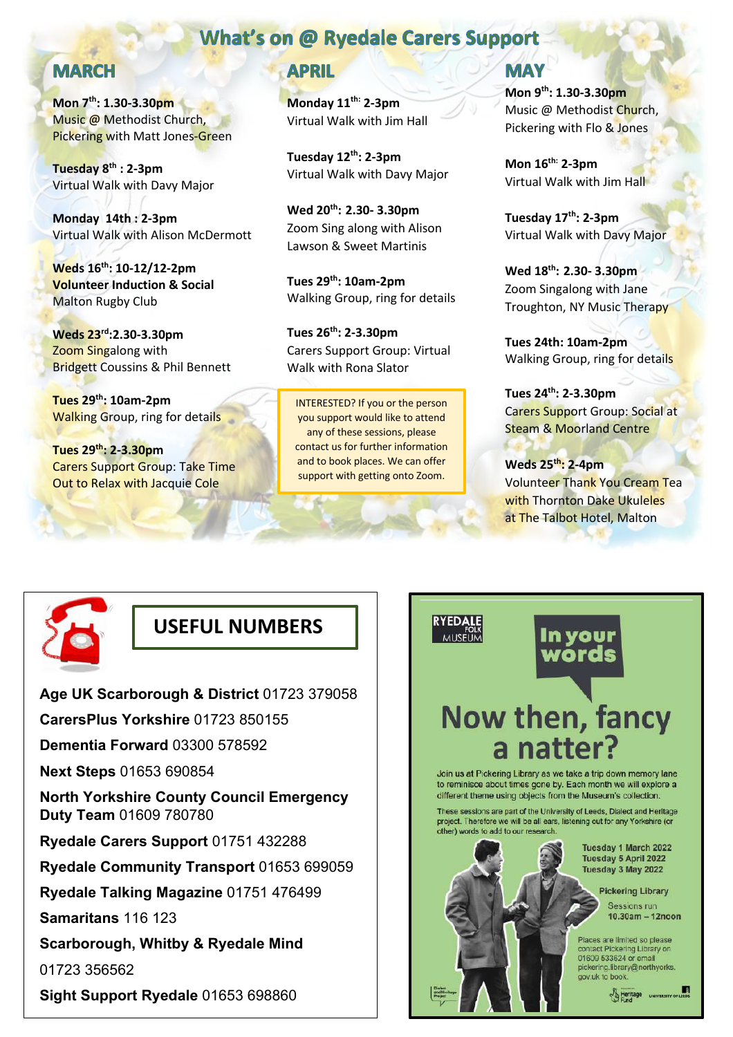# What's on @ Ryedale Carers Support

## MARCH

**Mon 7th: 1.30-3.30pm**
Music @ Methodist Church, Pickering with Matt Jones-Green

**Tuesday 8th : 2-3pm**
Virtual Walk with Davy Major

**Monday 14th : 2-3pm**
Virtual Walk with Alison McDermott

**Weds 16th: 10-12/12-2pm**
**Volunteer Induction & Social**
Malton Rugby Club

**Weds 23rd:2.30-3.30pm**
Zoom Singalong with Bridgett Coussins & Phil Bennett

**Tues 29th: 10am-2pm**
Walking Group, ring for details

**Tues 29th: 2-3.30pm**
Carers Support Group: Take Time Out to Relax with Jacquie Cole

## APRIL

**Monday 11th: 2-3pm**
Virtual Walk with Jim Hall

**Tuesday 12th: 2-3pm**
Virtual Walk with Davy Major

**Wed 20th: 2.30- 3.30pm**
Zoom Sing along with Alison Lawson & Sweet Martinis

**Tues 29th: 10am-2pm**
Walking Group, ring for details

**Tues 26th: 2-3.30pm**
Carers Support Group: Virtual Walk with Rona Slator

INTERESTED? If you or the person you support would like to attend any of these sessions, please contact us for further information and to book places. We can offer support with getting onto Zoom.

## MAY

**Mon 9th: 1.30-3.30pm**
Music @ Methodist Church, Pickering with Flo & Jones

**Mon 16th: 2-3pm**
Virtual Walk with Jim Hall

**Tuesday 17th: 2-3pm**
Virtual Walk with Davy Major

**Wed 18th: 2.30- 3.30pm**
Zoom Singalong with Jane Troughton, NY Music Therapy

**Tues 24th: 10am-2pm**
Walking Group, ring for details

**Tues 24th: 2-3.30pm**
Carers Support Group: Social at Steam & Moorland Centre

**Weds 25th: 2-4pm**
Volunteer Thank You Cream Tea with Thornton Dake Ukuleles at The Talbot Hotel, Malton

## USEFUL NUMBERS

**Age UK Scarborough & District** 01723 379058

**CarersPlus Yorkshire** 01723 850155

**Dementia Forward** 03300 578592

**Next Steps** 01653 690854

**North Yorkshire County Council Emergency Duty Team** 01609 780780

**Ryedale Carers Support** 01751 432288

**Ryedale Community Transport** 01653 699059

**Ryedale Talking Magazine** 01751 476499

**Samaritans** 116 123

**Scarborough, Whitby & Ryedale Mind** 01723 356562

**Sight Support Ryedale** 01653 698860

RYEDALE FOLK MUSEUM

In your words

# Now then, fancy a natter?

Join us at Pickering Library as we take a trip down memory lane to reminisce about times gone by. Each month we will explore a different theme using objects from the Museum's collection.

These sessions are part of the University of Leeds, Dialect and Heritage project. Therefore we will be all ears, listening out for any Yorkshire (or other) words to add to our research.

Tuesday 1 March 2022
Tuesday 5 April 2022
Tuesday 3 May 2022

Pickering Library

Sessions run
10.30am – 12noon

Places are limited so please contact Pickering Library on 01609 533624 or email pickering.library@northyorks.gov.uk to book.